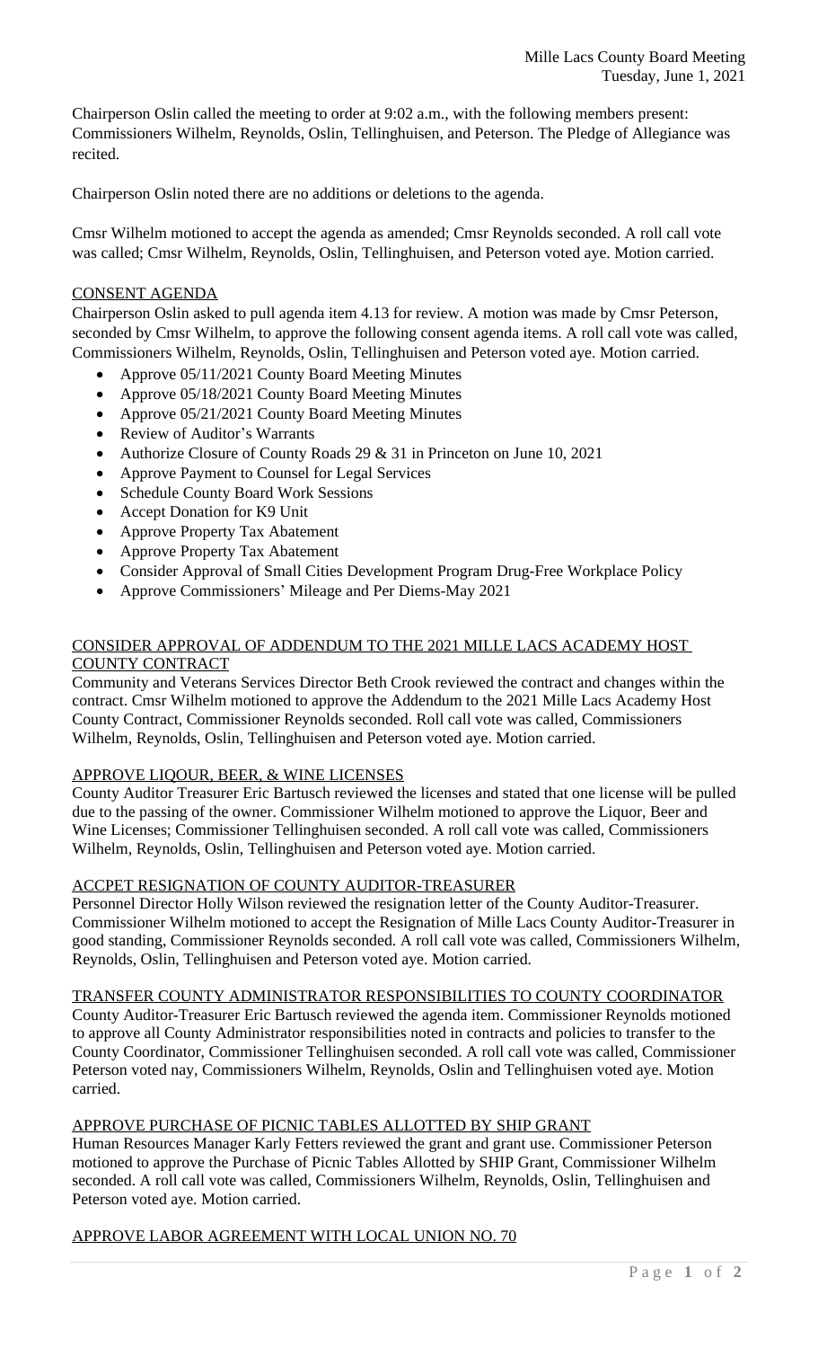Mille Lacs County Board Meeting
Tuesday, June 1, 2021

Chairperson Oslin called the meeting to order at 9:02 a.m., with the following members present: Commissioners Wilhelm, Reynolds, Oslin, Tellinghuisen, and Peterson. The Pledge of Allegiance was recited.

Chairperson Oslin noted there are no additions or deletions to the agenda.

Cmsr Wilhelm motioned to accept the agenda as amended; Cmsr Reynolds seconded. A roll call vote was called; Cmsr Wilhelm, Reynolds, Oslin, Tellinghuisen, and Peterson voted aye. Motion carried.

## CONSENT AGENDA

Chairperson Oslin asked to pull agenda item 4.13 for review. A motion was made by Cmsr Peterson, seconded by Cmsr Wilhelm, to approve the following consent agenda items. A roll call vote was called, Commissioners Wilhelm, Reynolds, Oslin, Tellinghuisen and Peterson voted aye. Motion carried.

- Approve 05/11/2021 County Board Meeting Minutes
- Approve 05/18/2021 County Board Meeting Minutes
- Approve 05/21/2021 County Board Meeting Minutes
- Review of Auditor's Warrants
- Authorize Closure of County Roads 29 & 31 in Princeton on June 10, 2021
- Approve Payment to Counsel for Legal Services
- Schedule County Board Work Sessions
- Accept Donation for K9 Unit
- Approve Property Tax Abatement
- Approve Property Tax Abatement
- Consider Approval of Small Cities Development Program Drug-Free Workplace Policy
- Approve Commissioners' Mileage and Per Diems-May 2021

## CONSIDER APPROVAL OF ADDENDUM TO THE 2021 MILLE LACS ACADEMY HOST COUNTY CONTRACT

Community and Veterans Services Director Beth Crook reviewed the contract and changes within the contract. Cmsr Wilhelm motioned to approve the Addendum to the 2021 Mille Lacs Academy Host County Contract, Commissioner Reynolds seconded. Roll call vote was called, Commissioners Wilhelm, Reynolds, Oslin, Tellinghuisen and Peterson voted aye. Motion carried.

## APPROVE LIQOUR, BEER, & WINE LICENSES

County Auditor Treasurer Eric Bartusch reviewed the licenses and stated that one license will be pulled due to the passing of the owner. Commissioner Wilhelm motioned to approve the Liquor, Beer and Wine Licenses; Commissioner Tellinghuisen seconded. A roll call vote was called, Commissioners Wilhelm, Reynolds, Oslin, Tellinghuisen and Peterson voted aye. Motion carried.

## ACCPET RESIGNATION OF COUNTY AUDITOR-TREASURER

Personnel Director Holly Wilson reviewed the resignation letter of the County Auditor-Treasurer. Commissioner Wilhelm motioned to accept the Resignation of Mille Lacs County Auditor-Treasurer in good standing, Commissioner Reynolds seconded. A roll call vote was called, Commissioners Wilhelm, Reynolds, Oslin, Tellinghuisen and Peterson voted aye. Motion carried.

## TRANSFER COUNTY ADMINISTRATOR RESPONSIBILITIES TO COUNTY COORDINATOR

County Auditor-Treasurer Eric Bartusch reviewed the agenda item. Commissioner Reynolds motioned to approve all County Administrator responsibilities noted in contracts and policies to transfer to the County Coordinator, Commissioner Tellinghuisen seconded. A roll call vote was called, Commissioner Peterson voted nay, Commissioners Wilhelm, Reynolds, Oslin and Tellinghuisen voted aye. Motion carried.

## APPROVE PURCHASE OF PICNIC TABLES ALLOTTED BY SHIP GRANT

Human Resources Manager Karly Fetters reviewed the grant and grant use. Commissioner Peterson motioned to approve the Purchase of Picnic Tables Allotted by SHIP Grant, Commissioner Wilhelm seconded. A roll call vote was called, Commissioners Wilhelm, Reynolds, Oslin, Tellinghuisen and Peterson voted aye. Motion carried.

## APPROVE LABOR AGREEMENT WITH LOCAL UNION NO. 70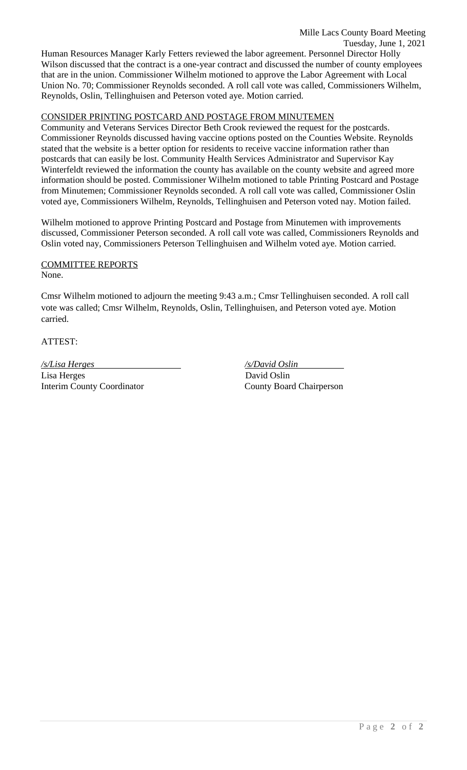Human Resources Manager Karly Fetters reviewed the labor agreement. Personnel Director Holly Wilson discussed that the contract is a one-year contract and discussed the number of county employees that are in the union. Commissioner Wilhelm motioned to approve the Labor Agreement with Local Union No. 70; Commissioner Reynolds seconded. A roll call vote was called, Commissioners Wilhelm, Reynolds, Oslin, Tellinghuisen and Peterson voted aye. Motion carried.

CONSIDER PRINTING POSTCARD AND POSTAGE FROM MINUTEMEN

Community and Veterans Services Director Beth Crook reviewed the request for the postcards. Commissioner Reynolds discussed having vaccine options posted on the Counties Website. Reynolds stated that the website is a better option for residents to receive vaccine information rather than postcards that can easily be lost. Community Health Services Administrator and Supervisor Kay Winterfeldt reviewed the information the county has available on the county website and agreed more information should be posted. Commissioner Wilhelm motioned to table Printing Postcard and Postage from Minutemen; Commissioner Reynolds seconded. A roll call vote was called, Commissioner Oslin voted aye, Commissioners Wilhelm, Reynolds, Tellinghuisen and Peterson voted nay. Motion failed.

Wilhelm motioned to approve Printing Postcard and Postage from Minutemen with improvements discussed, Commissioner Peterson seconded. A roll call vote was called, Commissioners Reynolds and Oslin voted nay, Commissioners Peterson Tellinghuisen and Wilhelm voted aye. Motion carried.

COMMITTEE REPORTS

None.

Cmsr Wilhelm motioned to adjourn the meeting 9:43 a.m.; Cmsr Tellinghuisen seconded. A roll call vote was called; Cmsr Wilhelm, Reynolds, Oslin, Tellinghuisen, and Peterson voted aye. Motion carried.

ATTEST:

*/s/Lisa Herges*
Lisa Herges
Interim County Coordinator

*/s/David Oslin*
David Oslin
County Board Chairperson